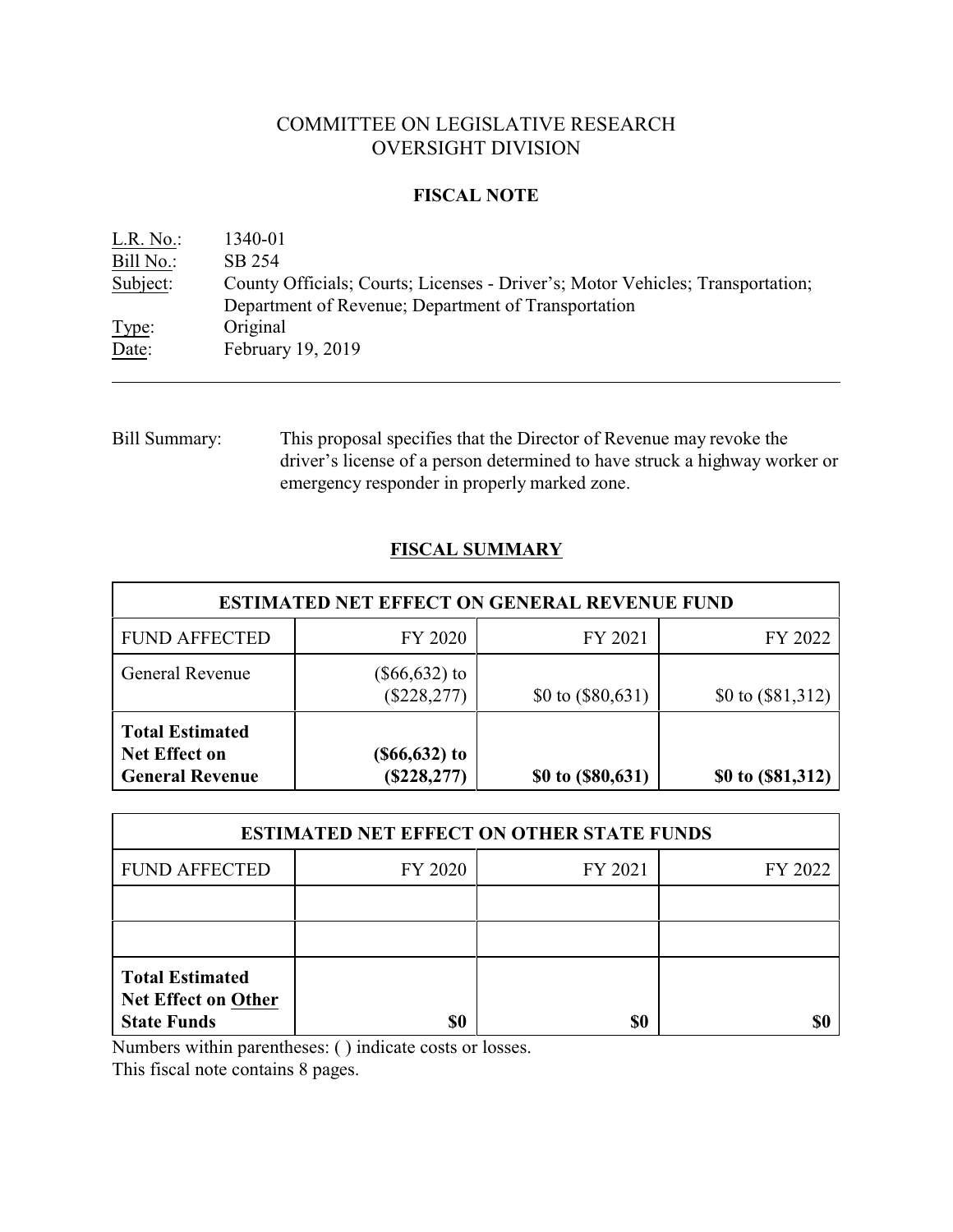# COMMITTEE ON LEGISLATIVE RESEARCH
# OVERSIGHT DIVISION

## FISCAL NOTE

L.R. No.: 1340-01
Bill No.: SB 254
Subject: County Officials; Courts; Licenses - Driver's; Motor Vehicles; Transportation; Department of Revenue; Department of Transportation
Type: Original
Date: February 19, 2019

---

Bill Summary: This proposal specifies that the Director of Revenue may revoke the driver's license of a person determined to have struck a highway worker or emergency responder in properly marked zone.

## FISCAL SUMMARY

| ESTIMATED NET EFFECT ON GENERAL REVENUE FUND | | | |
|---|---|---|---|
| FUND AFFECTED | FY 2020 | FY 2021 | FY 2022 |
| General Revenue | ($66,632) to ($228,277) | $0 to ($80,631) | $0 to ($81,312) |
| **Total Estimated Net Effect on General Revenue** | **($66,632) to ($228,277)** | **$0 to ($80,631)** | **$0 to ($81,312)** |

| ESTIMATED NET EFFECT ON OTHER STATE FUNDS | | | |
|---|---|---|---|
| FUND AFFECTED | FY 2020 | FY 2021 | FY 2022 |
| | | | |
| | | | |
| **Total Estimated Net Effect on Other State Funds** | **$0** | **$0** | **$0** |

Numbers within parentheses: ( ) indicate costs or losses.
This fiscal note contains 8 pages.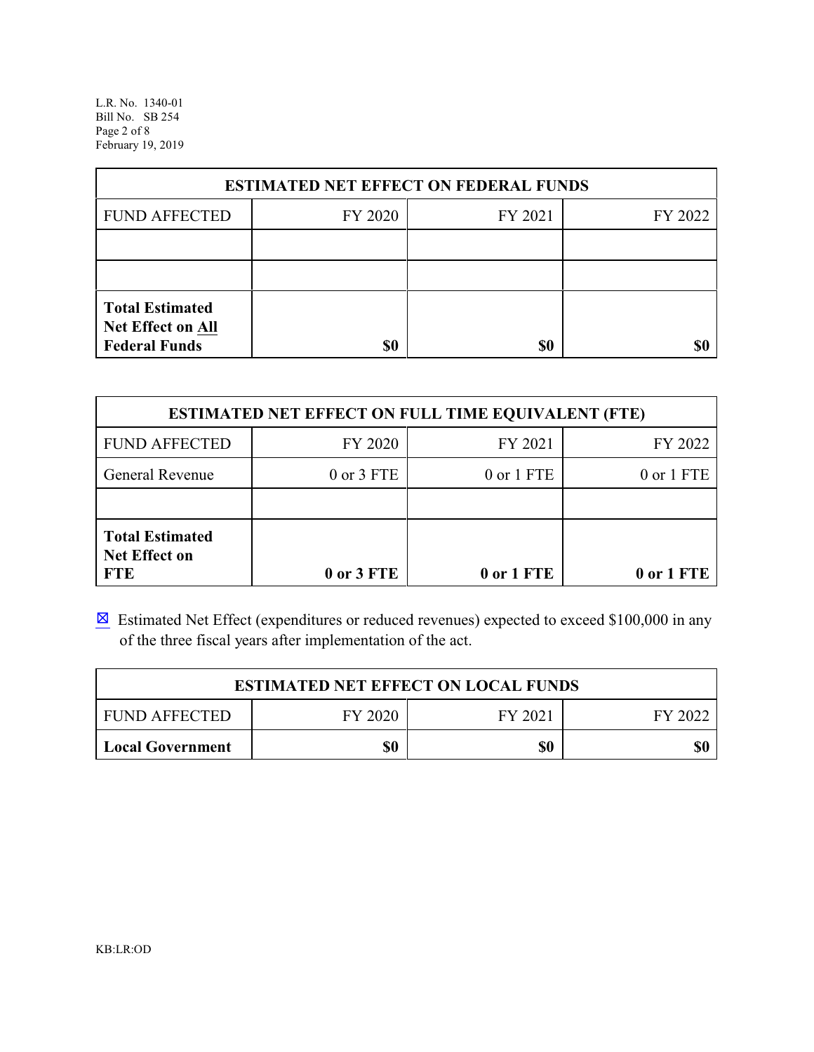| ESTIMATED NET EFFECT ON FEDERAL FUNDS | | | |
|---|---|---|---|
| FUND AFFECTED | FY 2020 | FY 2021 | FY 2022 |
| | | | |
| | | | |
| **Total Estimated Net Effect on All Federal Funds** | **$0** | **$0** | **$0** |

| ESTIMATED NET EFFECT ON FULL TIME EQUIVALENT (FTE) | | | |
|---|---|---|---|
| FUND AFFECTED | FY 2020 | FY 2021 | FY 2022 |
| General Revenue | 0 or 3 FTE | 0 or 1 FTE | 0 or 1 FTE |
| | | | |
| **Total Estimated Net Effect on FTE** | **0 or 3 FTE** | **0 or 1 FTE** | **0 or 1 FTE** |

☒ Estimated Net Effect (expenditures or reduced revenues) expected to exceed $100,000 in any of the three fiscal years after implementation of the act.

| ESTIMATED NET EFFECT ON LOCAL FUNDS | | | |
|---|---|---|---|
| FUND AFFECTED | FY 2020 | FY 2021 | FY 2022 |
| **Local Government** | **$0** | **$0** | **$0** |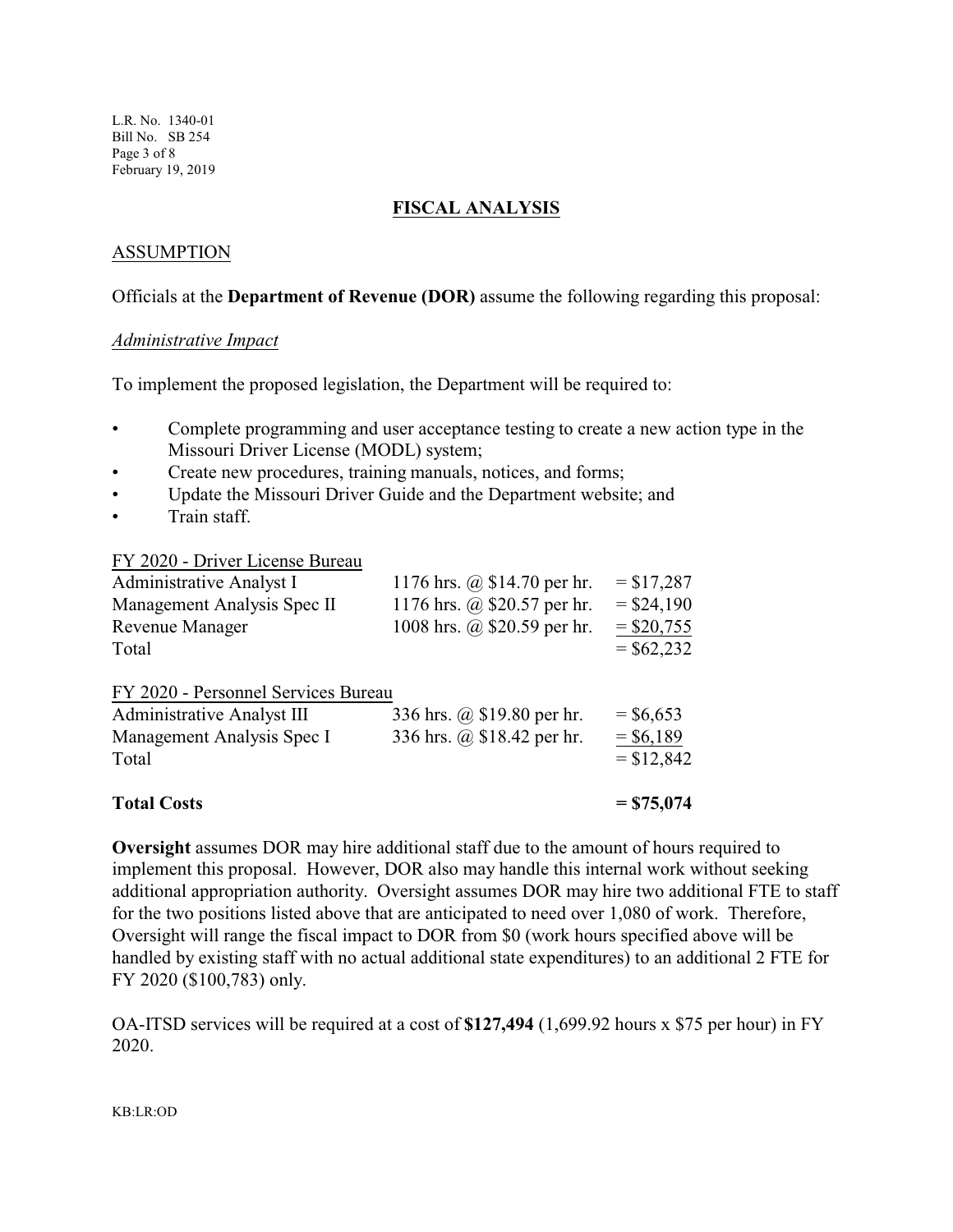## FISCAL ANALYSIS

### ASSUMPTION

Officials at the **Department of Revenue (DOR)** assume the following regarding this proposal:

*Administrative Impact*

To implement the proposed legislation, the Department will be required to:

- Complete programming and user acceptance testing to create a new action type in the Missouri Driver License (MODL) system;
- Create new procedures, training manuals, notices, and forms;
- Update the Missouri Driver Guide and the Department website; and
- Train staff.

| FY 2020 - Driver License Bureau | | |
|---|---|---|
| Administrative Analyst I | 1176 hrs. @ $14.70 per hr. | = $17,287 |
| Management Analysis Spec II | 1176 hrs. @ $20.57 per hr. | = $24,190 |
| Revenue Manager | 1008 hrs. @ $20.59 per hr. | = $20,755 |
| Total | | = $62,232 |

| FY 2020 - Personnel Services Bureau | | |
|---|---|---|
| Administrative Analyst III | 336 hrs. @ $19.80 per hr. | = $6,653 |
| Management Analysis Spec I | 336 hrs. @ $18.42 per hr. | = $6,189 |
| Total | | = $12,842 |

**Total Costs** **= $75,074**

**Oversight** assumes DOR may hire additional staff due to the amount of hours required to implement this proposal. However, DOR also may handle this internal work without seeking additional appropriation authority. Oversight assumes DOR may hire two additional FTE to staff for the two positions listed above that are anticipated to need over 1,080 of work. Therefore, Oversight will range the fiscal impact to DOR from $0 (work hours specified above will be handled by existing staff with no actual additional state expenditures) to an additional 2 FTE for FY 2020 ($100,783) only.

OA-ITSD services will be required at a cost of **$127,494** (1,699.92 hours x $75 per hour) in FY 2020.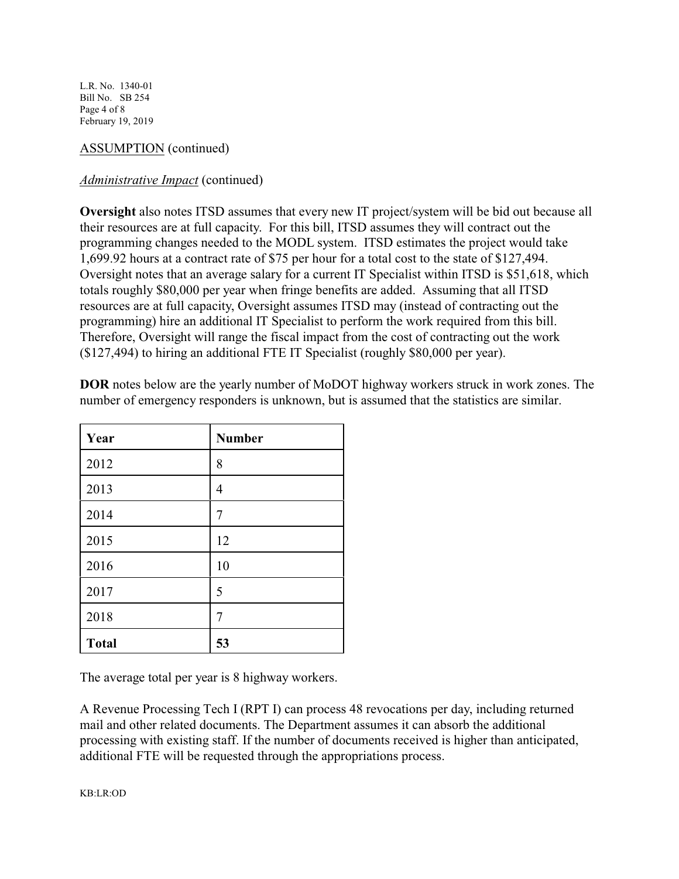ASSUMPTION (continued)

*Administrative Impact* (continued)

**Oversight** also notes ITSD assumes that every new IT project/system will be bid out because all their resources are at full capacity. For this bill, ITSD assumes they will contract out the programming changes needed to the MODL system. ITSD estimates the project would take 1,699.92 hours at a contract rate of $75 per hour for a total cost to the state of $127,494. Oversight notes that an average salary for a current IT Specialist within ITSD is $51,618, which totals roughly $80,000 per year when fringe benefits are added. Assuming that all ITSD resources are at full capacity, Oversight assumes ITSD may (instead of contracting out the programming) hire an additional IT Specialist to perform the work required from this bill. Therefore, Oversight will range the fiscal impact from the cost of contracting out the work ($127,494) to hiring an additional FTE IT Specialist (roughly $80,000 per year).

**DOR** notes below are the yearly number of MoDOT highway workers struck in work zones. The number of emergency responders is unknown, but is assumed that the statistics are similar.

| Year | Number |
|---|---|
| 2012 | 8 |
| 2013 | 4 |
| 2014 | 7 |
| 2015 | 12 |
| 2016 | 10 |
| 2017 | 5 |
| 2018 | 7 |
| **Total** | **53** |

The average total per year is 8 highway workers.

A Revenue Processing Tech I (RPT I) can process 48 revocations per day, including returned mail and other related documents. The Department assumes it can absorb the additional processing with existing staff. If the number of documents received is higher than anticipated, additional FTE will be requested through the appropriations process.

KB:LR:OD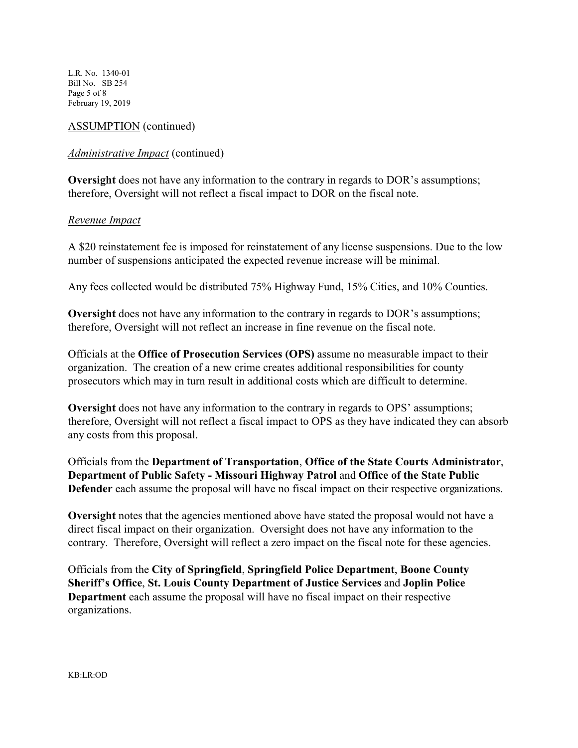ASSUMPTION (continued)

*Administrative Impact* (continued)

**Oversight** does not have any information to the contrary in regards to DOR's assumptions; therefore, Oversight will not reflect a fiscal impact to DOR on the fiscal note.

*Revenue Impact*

A $20 reinstatement fee is imposed for reinstatement of any license suspensions. Due to the low number of suspensions anticipated the expected revenue increase will be minimal.

Any fees collected would be distributed 75% Highway Fund, 15% Cities, and 10% Counties.

**Oversight** does not have any information to the contrary in regards to DOR's assumptions; therefore, Oversight will not reflect an increase in fine revenue on the fiscal note.

Officials at the **Office of Prosecution Services (OPS)** assume no measurable impact to their organization. The creation of a new crime creates additional responsibilities for county prosecutors which may in turn result in additional costs which are difficult to determine.

**Oversight** does not have any information to the contrary in regards to OPS' assumptions; therefore, Oversight will not reflect a fiscal impact to OPS as they have indicated they can absorb any costs from this proposal.

Officials from the **Department of Transportation**, **Office of the State Courts Administrator**, **Department of Public Safety - Missouri Highway Patrol** and **Office of the State Public Defender** each assume the proposal will have no fiscal impact on their respective organizations.

**Oversight** notes that the agencies mentioned above have stated the proposal would not have a direct fiscal impact on their organization. Oversight does not have any information to the contrary. Therefore, Oversight will reflect a zero impact on the fiscal note for these agencies.

Officials from the **City of Springfield**, **Springfield Police Department**, **Boone County Sheriff's Office**, **St. Louis County Department of Justice Services** and **Joplin Police Department** each assume the proposal will have no fiscal impact on their respective organizations.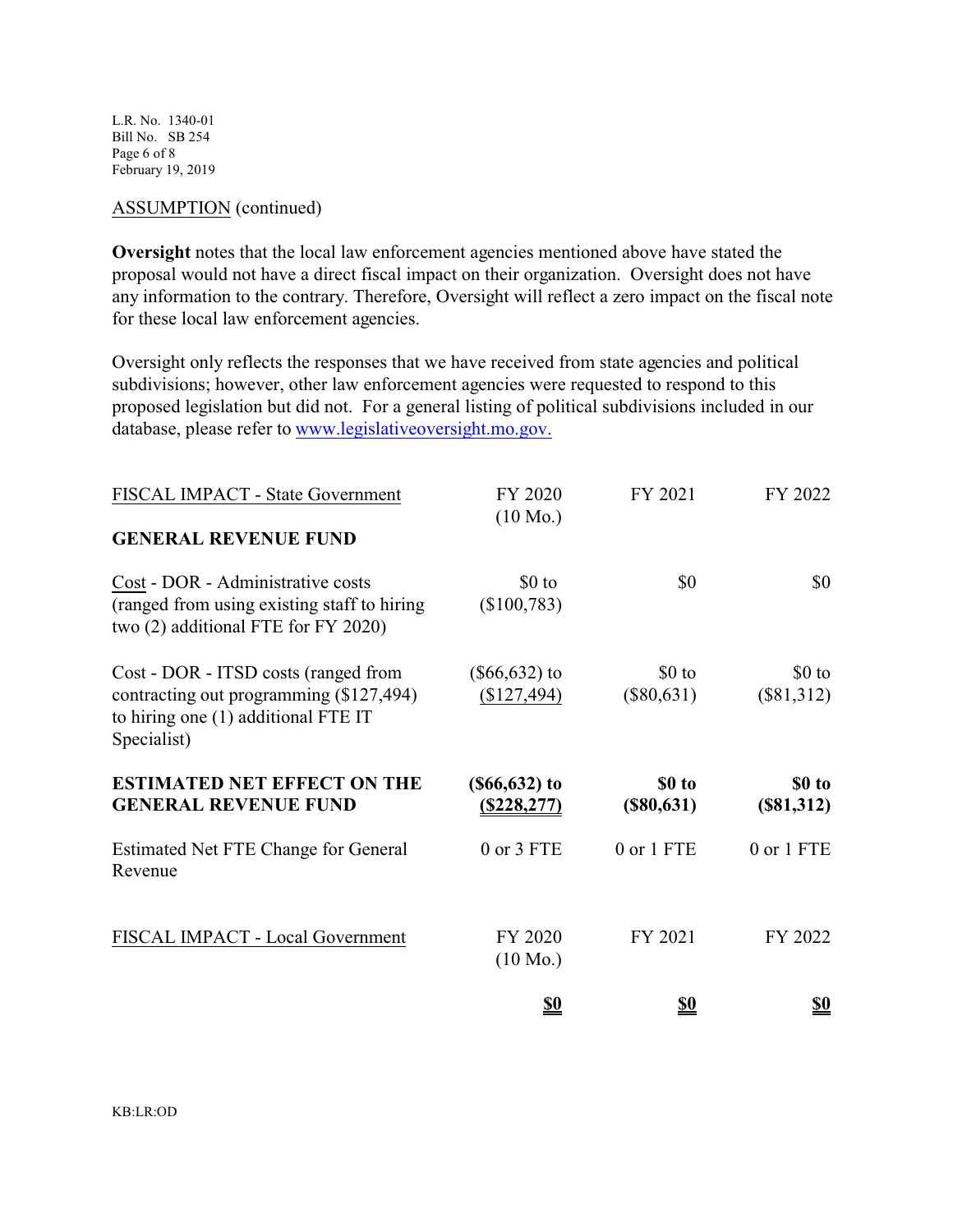ASSUMPTION (continued)

**Oversight** notes that the local law enforcement agencies mentioned above have stated the proposal would not have a direct fiscal impact on their organization. Oversight does not have any information to the contrary. Therefore, Oversight will reflect a zero impact on the fiscal note for these local law enforcement agencies.

Oversight only reflects the responses that we have received from state agencies and political subdivisions; however, other law enforcement agencies were requested to respond to this proposed legislation but did not. For a general listing of political subdivisions included in our database, please refer to www.legislativeoversight.mo.gov.

| FISCAL IMPACT - State Government | FY 2020 (10 Mo.) | FY 2021 | FY 2022 |
|---|---|---|---|
| **GENERAL REVENUE FUND** | | | |
| Cost - DOR - Administrative costs (ranged from using existing staff to hiring two (2) additional FTE for FY 2020) | $0 to ($100,783) | $0 | $0 |
| Cost - DOR - ITSD costs (ranged from contracting out programming ($127,494) to hiring one (1) additional FTE IT Specialist) | ($66,632) to ($127,494) | $0 to ($80,631) | $0 to ($81,312) |
| **ESTIMATED NET EFFECT ON THE GENERAL REVENUE FUND** | **($66,632) to ($228,277)** | **$0 to ($80,631)** | **$0 to ($81,312)** |
| Estimated Net FTE Change for General Revenue | 0 or 3 FTE | 0 or 1 FTE | 0 or 1 FTE |

| FISCAL IMPACT - Local Government | FY 2020 (10 Mo.) | FY 2021 | FY 2022 |
|---|---|---|---|
| | **$0** | **$0** | **$0** |

KB:LR:OD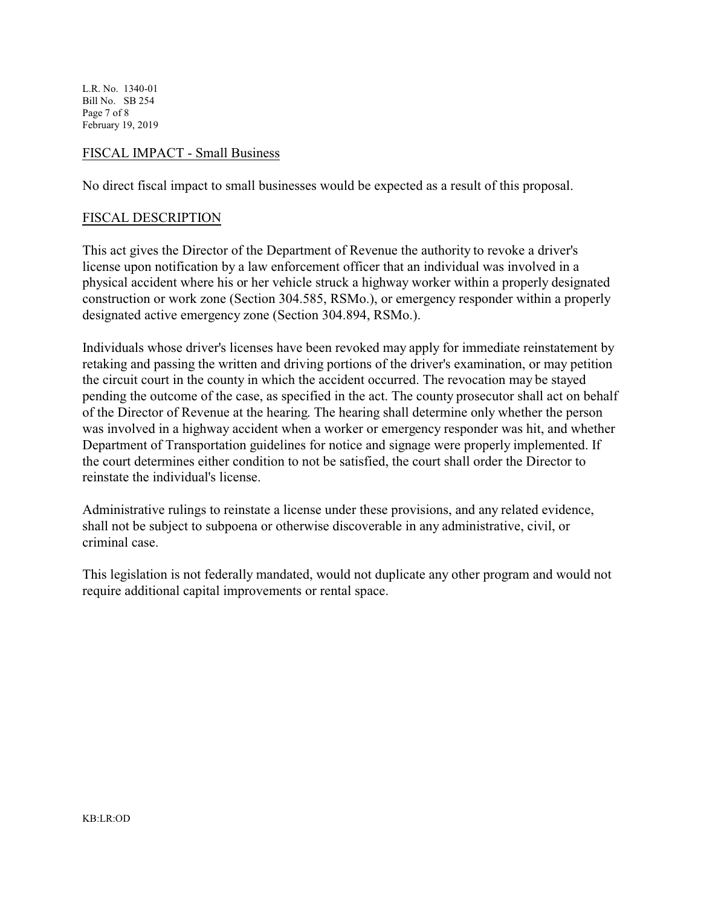## FISCAL IMPACT - Small Business

No direct fiscal impact to small businesses would be expected as a result of this proposal.

## FISCAL DESCRIPTION

This act gives the Director of the Department of Revenue the authority to revoke a driver's license upon notification by a law enforcement officer that an individual was involved in a physical accident where his or her vehicle struck a highway worker within a properly designated construction or work zone (Section 304.585, RSMo.), or emergency responder within a properly designated active emergency zone (Section 304.894, RSMo.).

Individuals whose driver's licenses have been revoked may apply for immediate reinstatement by retaking and passing the written and driving portions of the driver's examination, or may petition the circuit court in the county in which the accident occurred. The revocation may be stayed pending the outcome of the case, as specified in the act. The county prosecutor shall act on behalf of the Director of Revenue at the hearing. The hearing shall determine only whether the person was involved in a highway accident when a worker or emergency responder was hit, and whether Department of Transportation guidelines for notice and signage were properly implemented. If the court determines either condition to not be satisfied, the court shall order the Director to reinstate the individual's license.

Administrative rulings to reinstate a license under these provisions, and any related evidence, shall not be subject to subpoena or otherwise discoverable in any administrative, civil, or criminal case.

This legislation is not federally mandated, would not duplicate any other program and would not require additional capital improvements or rental space.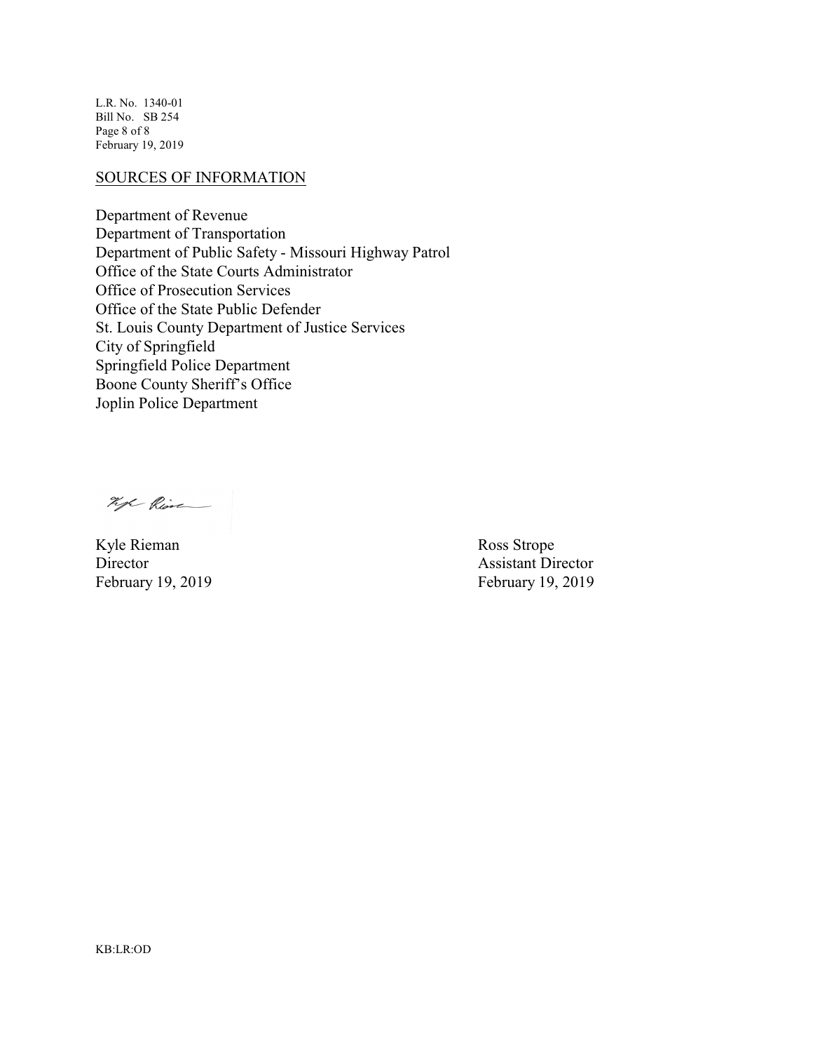## SOURCES OF INFORMATION

Department of Revenue
Department of Transportation
Department of Public Safety - Missouri Highway Patrol
Office of the State Courts Administrator
Office of Prosecution Services
Office of the State Public Defender
St. Louis County Department of Justice Services
City of Springfield
Springfield Police Department
Boone County Sheriff's Office
Joplin Police Department

Kyle Rieman
Director
February 19, 2019

Ross Strope
Assistant Director
February 19, 2019

KB:LR:OD